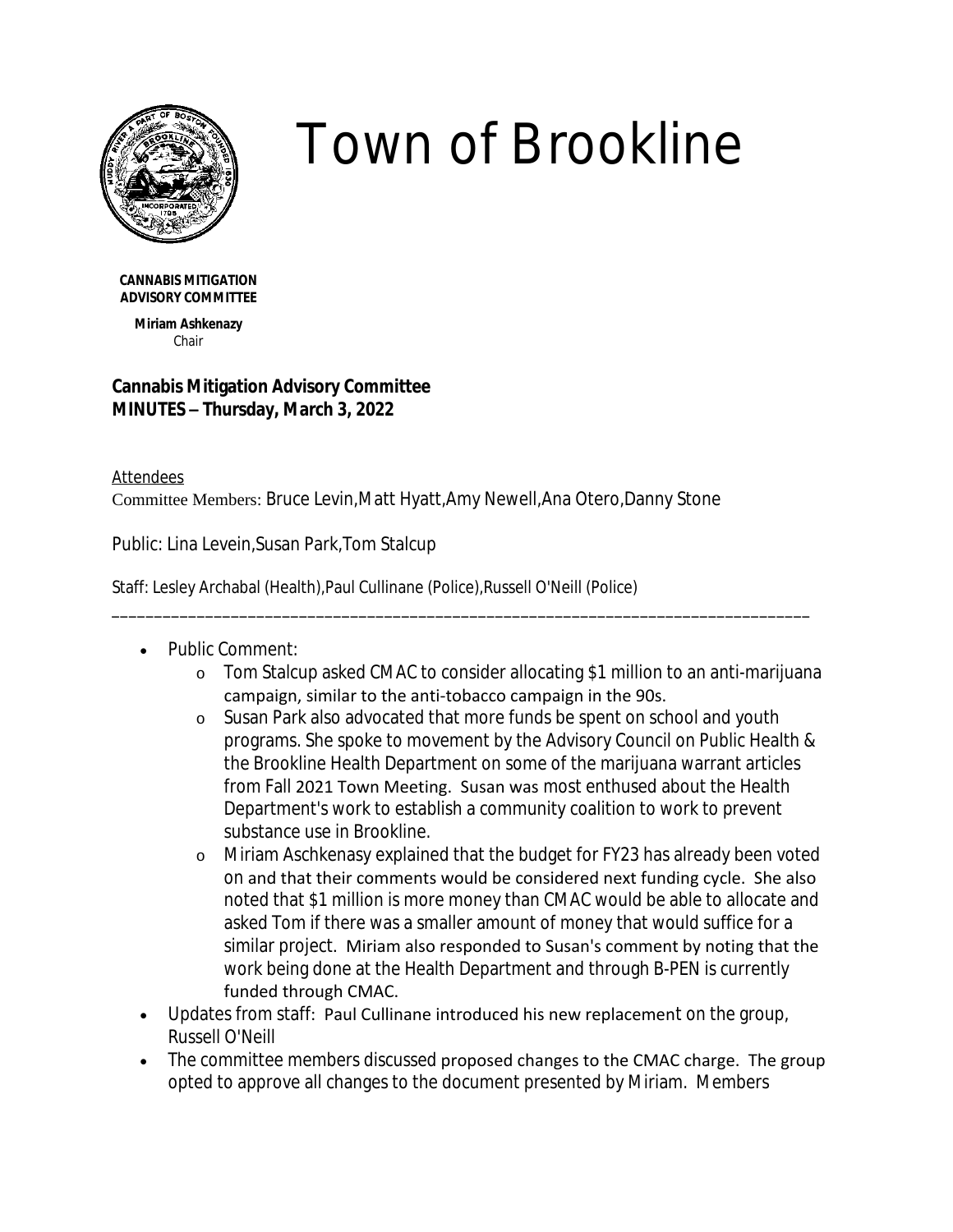# Town of Brookline

**CANNABIS MITIGATION ADVISORY COMMITTEE**

**Miriam Ashkenazy**
Chair

**Cannabis Mitigation Advisory Committee**
**MINUTES – Thursday, March 3, 2022**

Attendees
Committee Members: Bruce Levin,Matt Hyatt,Amy Newell,Ana Otero,Danny Stone

Public: Lina Levein,Susan Park,Tom Stalcup

Staff: Lesley Archabal (Health),Paul Cullinane (Police),Russell O'Neill (Police)

---

- Public Comment:
  - Tom Stalcup asked CMAC to consider allocating $1 million to an anti-marijuana campaign, similar to the anti-tobacco campaign in the 90s.
  - Susan Park also advocated that more funds be spent on school and youth programs. She spoke to movement by the Advisory Council on Public Health & the Brookline Health Department on some of the marijuana warrant articles from Fall 2021 Town Meeting. Susan was most enthused about the Health Department's work to establish a community coalition to work to prevent substance use in Brookline.
  - Miriam Aschkenasy explained that the budget for FY23 has already been voted on and that their comments would be considered next funding cycle. She also noted that $1 million is more money than CMAC would be able to allocate and asked Tom if there was a smaller amount of money that would suffice for a similar project. Miriam also responded to Susan's comment by noting that the work being done at the Health Department and through B-PEN is currently funded through CMAC.
- Updates from staff: Paul Cullinane introduced his new replacement on the group, Russell O'Neill
- The committee members discussed proposed changes to the CMAC charge. The group opted to approve all changes to the document presented by Miriam. Members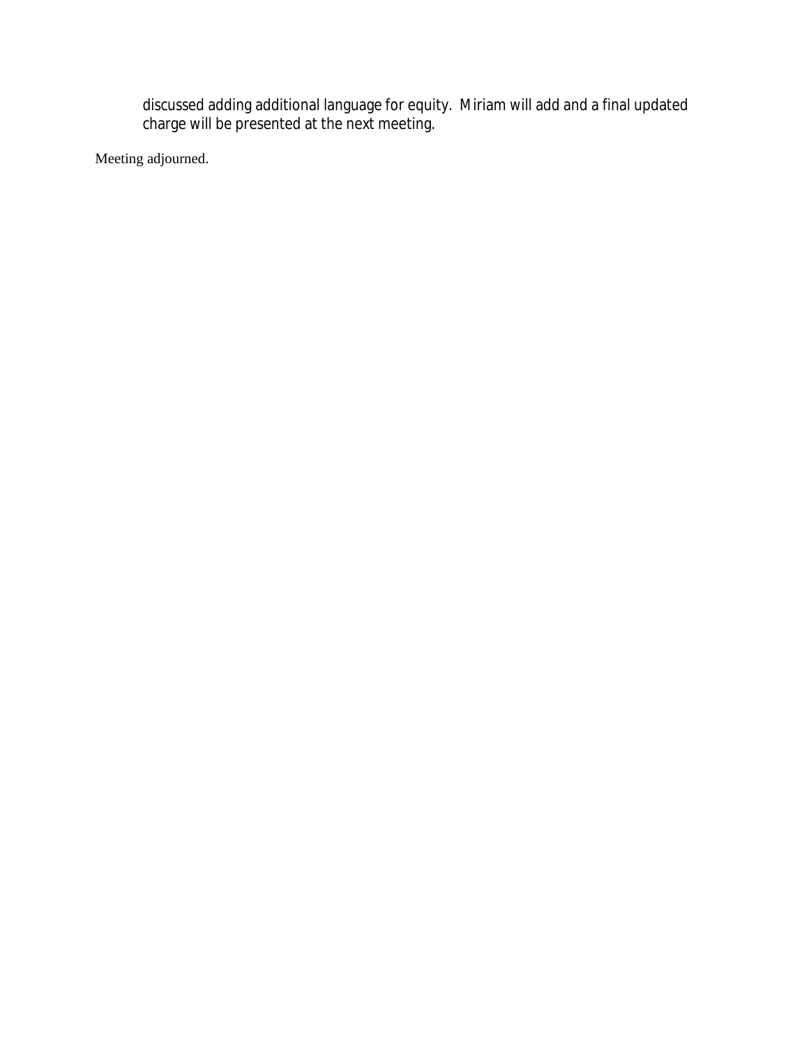discussed adding additional language for equity. Miriam will add and a final updated charge will be presented at the next meeting.

Meeting adjourned.